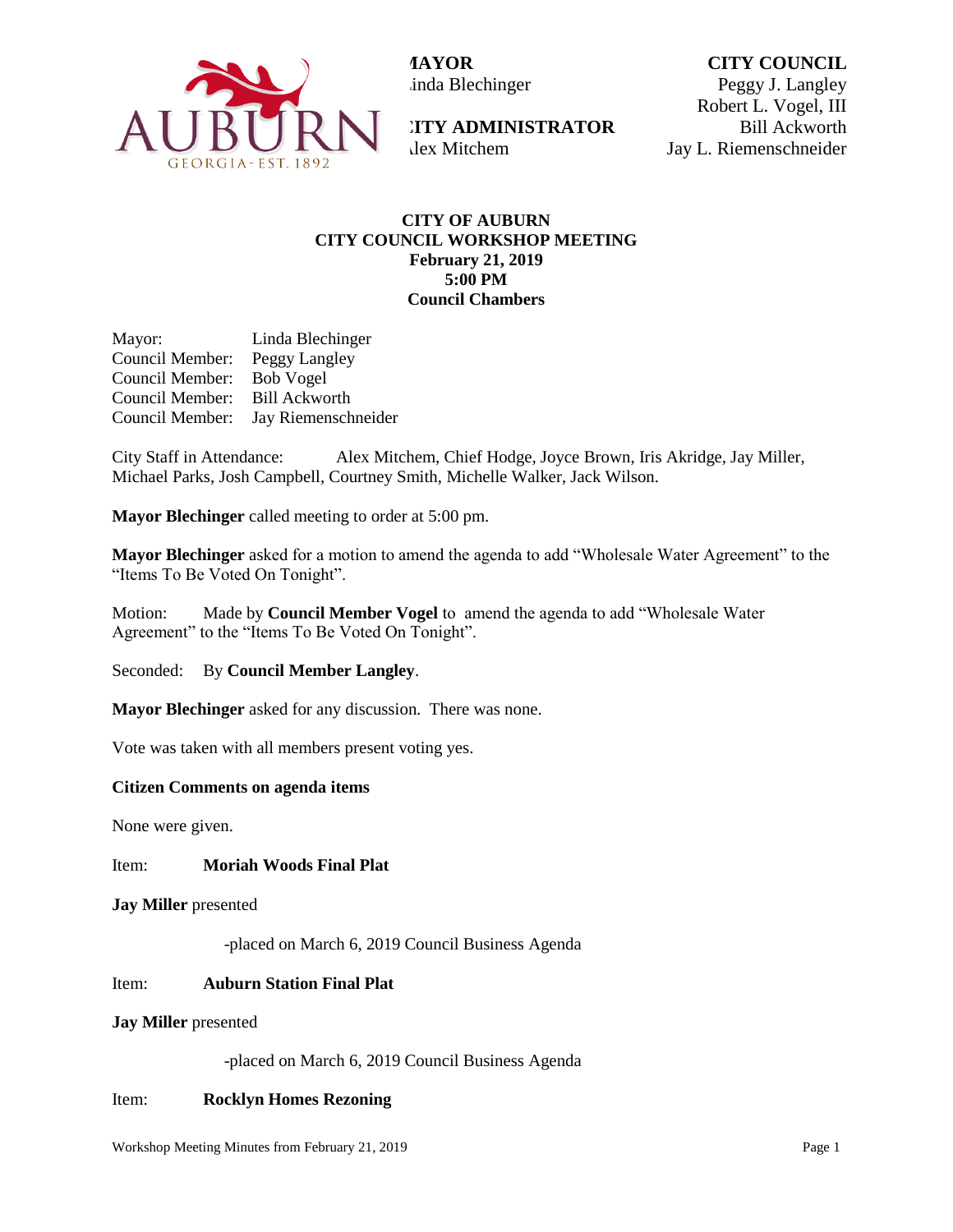AUBURN GEORGIA-EST. 1892

**MAYOR**
Linda Blechinger

**CITY ADMINISTRATOR**
Alex Mitchem

**CITY COUNCIL**
Peggy J. Langley
Robert L. Vogel, III
Bill Ackworth
Jay L. Riemenschneider

**CITY OF AUBURN**
**CITY COUNCIL WORKSHOP MEETING**
**February 21, 2019**
**5:00 PM**
**Council Chambers**

Mayor: Linda Blechinger
Council Member: Peggy Langley
Council Member: Bob Vogel
Council Member: Bill Ackworth
Council Member: Jay Riemenschneider

City Staff in Attendance: Alex Mitchem, Chief Hodge, Joyce Brown, Iris Akridge, Jay Miller, Michael Parks, Josh Campbell, Courtney Smith, Michelle Walker, Jack Wilson.

**Mayor Blechinger** called meeting to order at 5:00 pm.

**Mayor Blechinger** asked for a motion to amend the agenda to add "Wholesale Water Agreement" to the "Items To Be Voted On Tonight".

Motion: Made by **Council Member Vogel** to amend the agenda to add "Wholesale Water Agreement" to the "Items To Be Voted On Tonight".

Seconded: By **Council Member Langley**.

**Mayor Blechinger** asked for any discussion. There was none.

Vote was taken with all members present voting yes.

**Citizen Comments on agenda items**

None were given.

Item: **Moriah Woods Final Plat**

**Jay Miller** presented

-placed on March 6, 2019 Council Business Agenda

Item: **Auburn Station Final Plat**

**Jay Miller** presented

-placed on March 6, 2019 Council Business Agenda

Item: **Rocklyn Homes Rezoning**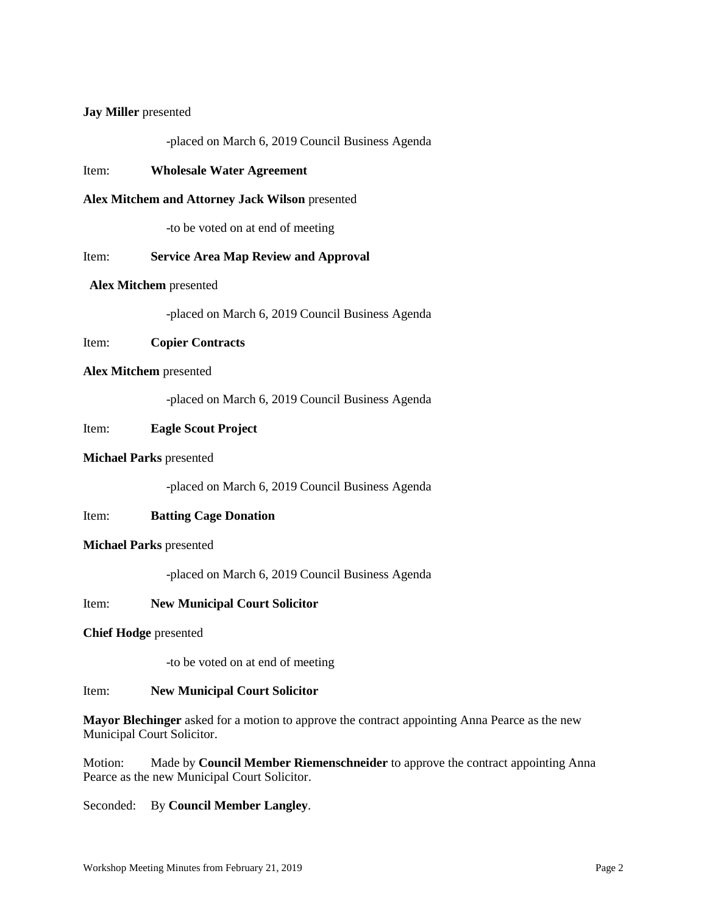**Jay Miller** presented

-placed on March 6, 2019 Council Business Agenda

Item: **Wholesale Water Agreement**

**Alex Mitchem and Attorney Jack Wilson** presented

-to be voted on at end of meeting

Item: **Service Area Map Review and Approval**

**Alex Mitchem** presented

-placed on March 6, 2019 Council Business Agenda

Item: **Copier Contracts**

**Alex Mitchem** presented

-placed on March 6, 2019 Council Business Agenda

Item: **Eagle Scout Project**

**Michael Parks** presented

-placed on March 6, 2019 Council Business Agenda

Item: **Batting Cage Donation**

**Michael Parks** presented

-placed on March 6, 2019 Council Business Agenda

Item: **New Municipal Court Solicitor**

**Chief Hodge** presented

-to be voted on at end of meeting

Item: **New Municipal Court Solicitor**

**Mayor Blechinger** asked for a motion to approve the contract appointing Anna Pearce as the new Municipal Court Solicitor.

Motion: Made by **Council Member Riemenschneider** to approve the contract appointing Anna Pearce as the new Municipal Court Solicitor.

Seconded: By **Council Member Langley**.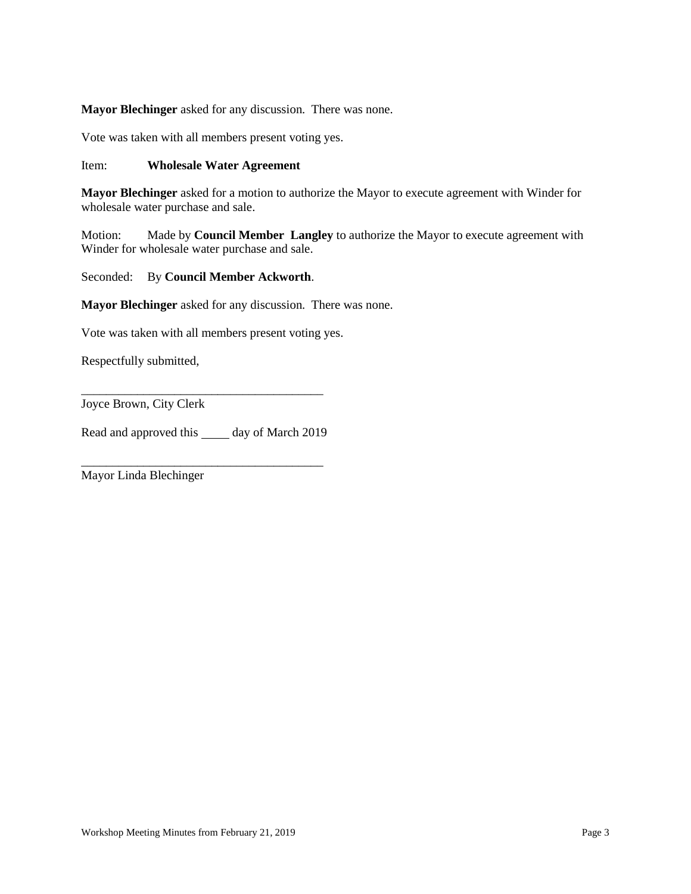**Mayor Blechinger** asked for any discussion. There was none.

Vote was taken with all members present voting yes.

Item: **Wholesale Water Agreement**

**Mayor Blechinger** asked for a motion to authorize the Mayor to execute agreement with Winder for wholesale water purchase and sale.

Motion: Made by **Council Member Langley** to authorize the Mayor to execute agreement with Winder for wholesale water purchase and sale.

Seconded: By **Council Member Ackworth**.

**Mayor Blechinger** asked for any discussion. There was none.

Vote was taken with all members present voting yes.

Respectfully submitted,

_______________________________________
Joyce Brown, City Clerk

Read and approved this _____ day of March 2019

_______________________________________
Mayor Linda Blechinger